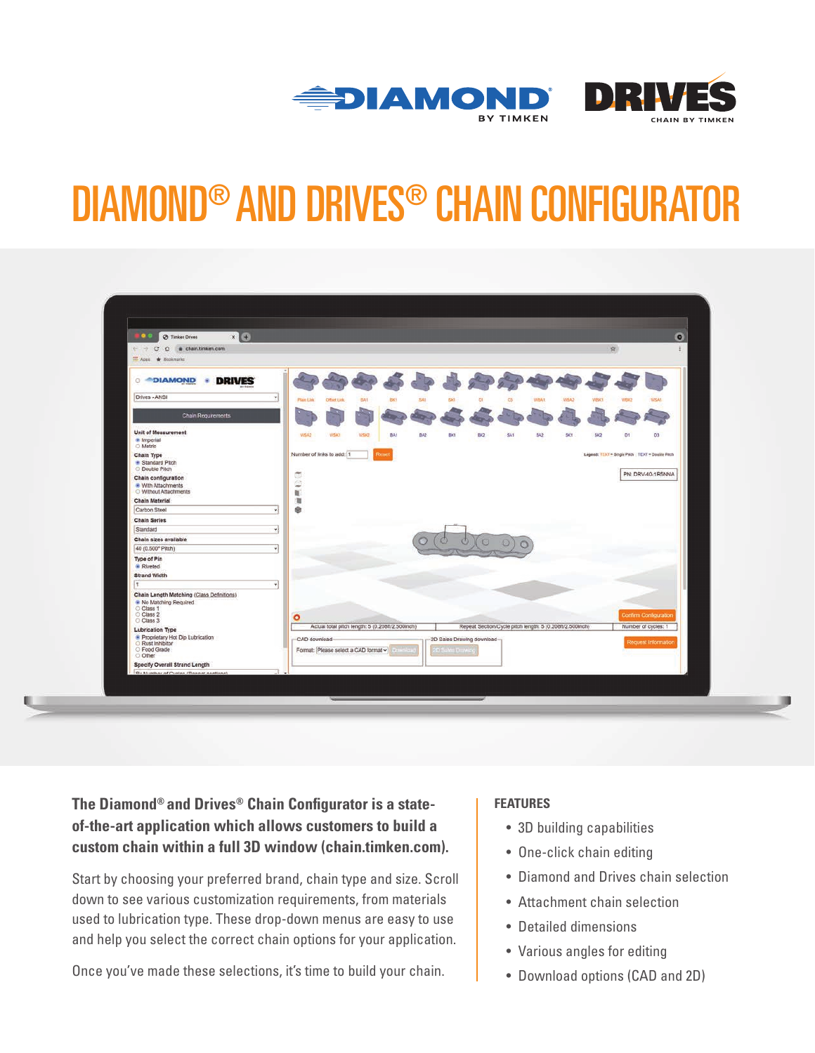# DIAMOND® AND DRIVES® CHAIN CONFIGURATOR

**The Diamond® and Drives® Chain Configurator is a state-of-the-art application which allows customers to build a custom chain within a full 3D window (chain.timken.com).**

Start by choosing your preferred brand, chain type and size. Scroll down to see various customization requirements, from materials used to lubrication type. These drop-down menus are easy to use and help you select the correct chain options for your application.

Once you've made these selections, it's time to build your chain.

## FEATURES

- 3D building capabilities
- One-click chain editing
- Diamond and Drives chain selection
- Attachment chain selection
- Detailed dimensions
- Various angles for editing
- Download options (CAD and 2D)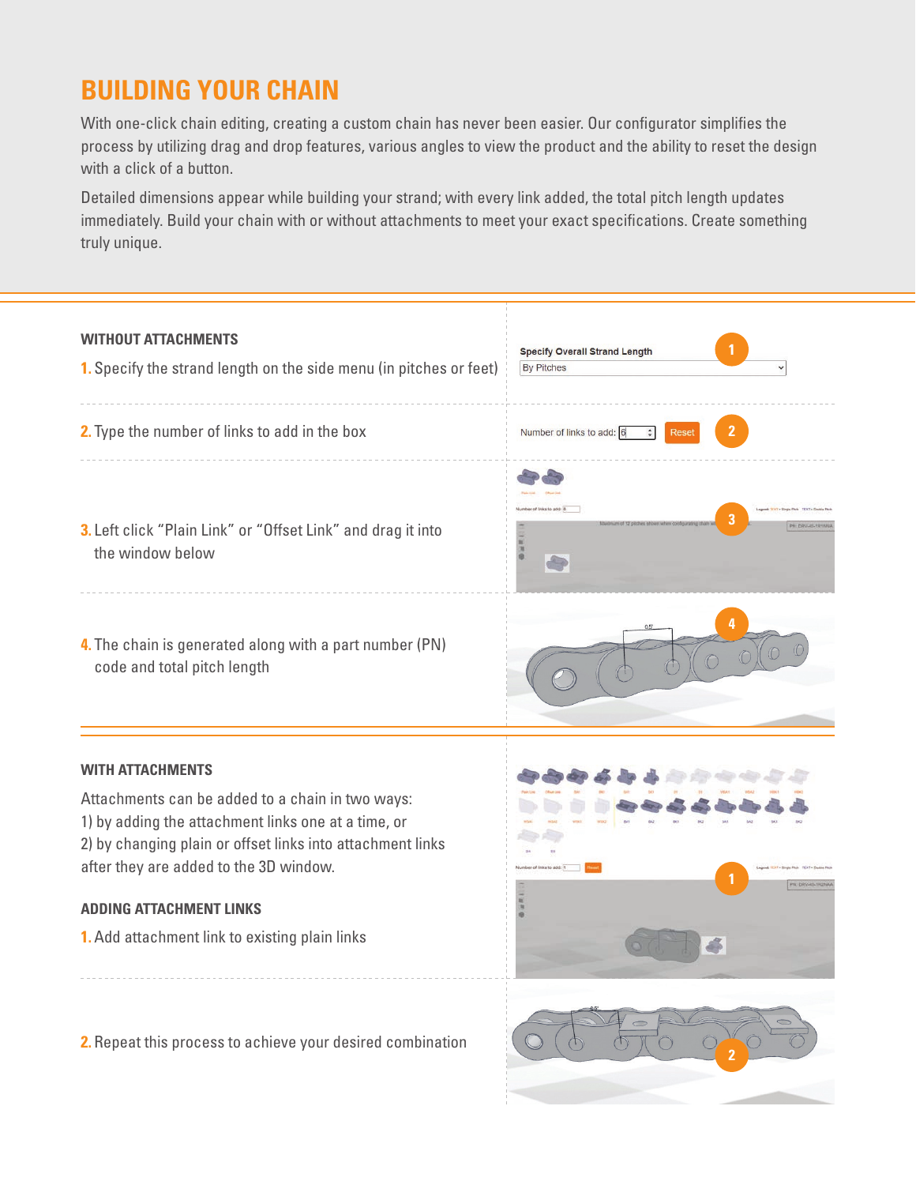# BUILDING YOUR CHAIN

With one-click chain editing, creating a custom chain has never been easier. Our configurator simplifies the process by utilizing drag and drop features, various angles to view the product and the ability to reset the design with a click of a button.

Detailed dimensions appear while building your strand; with every link added, the total pitch length updates immediately. Build your chain with or without attachments to meet your exact specifications. Create something truly unique.

## WITHOUT ATTACHMENTS

1. Specify the strand length on the side menu (in pitches or feet)
2. Type the number of links to add in the box
3. Left click "Plain Link" or "Offset Link" and drag it into the window below
4. The chain is generated along with a part number (PN) code and total pitch length

## WITH ATTACHMENTS

Attachments can be added to a chain in two ways:
1) by adding the attachment links one at a time, or
2) by changing plain or offset links into attachment links after they are added to the 3D window.

### ADDING ATTACHMENT LINKS

1. Add attachment link to existing plain links
2. Repeat this process to achieve your desired combination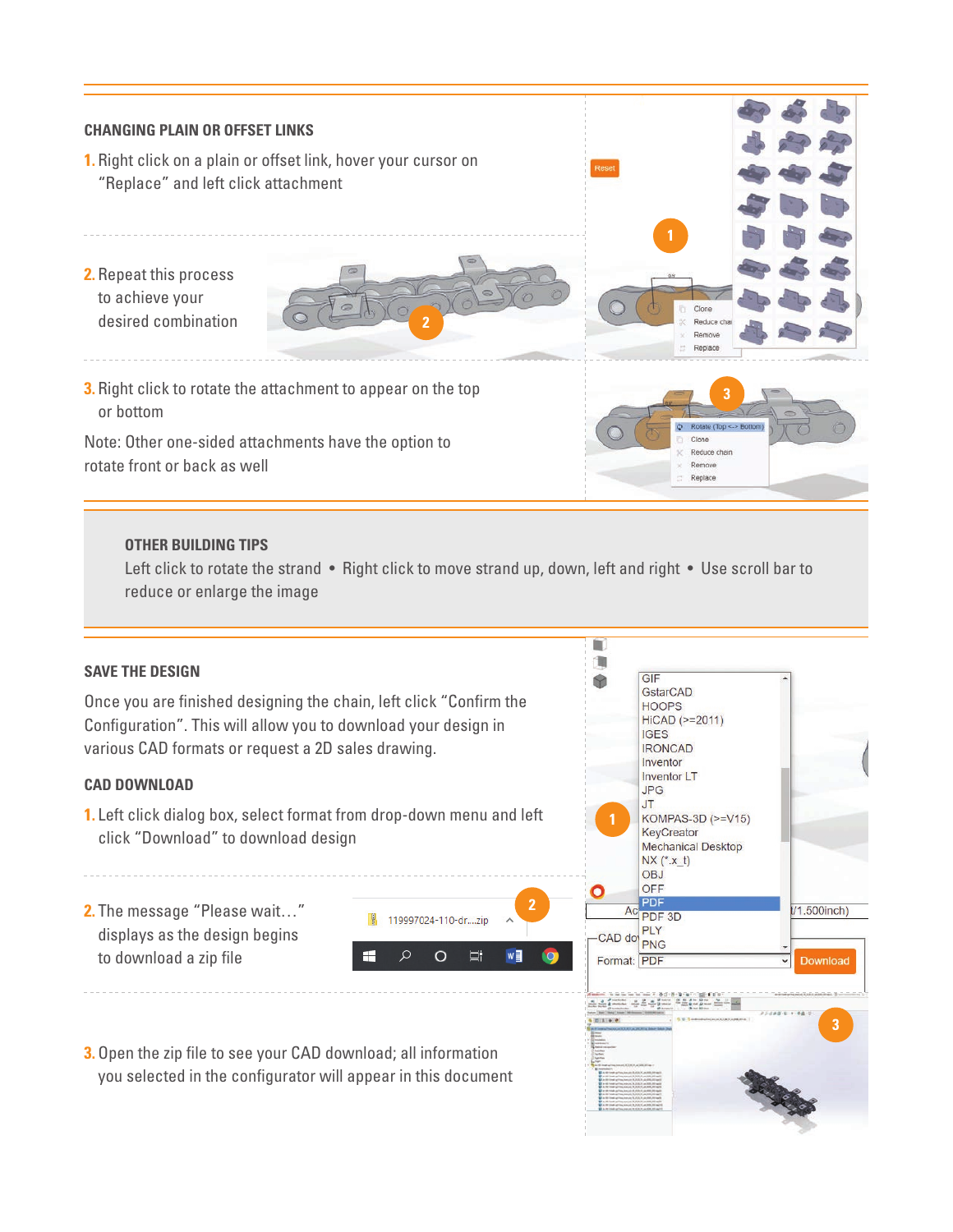## CHANGING PLAIN OR OFFSET LINKS

1. Right click on a plain or offset link, hover your cursor on "Replace" and left click attachment

2. Repeat this process to achieve your desired combination

3. Right click to rotate the attachment to appear on the top or bottom

Note: Other one-sided attachments have the option to rotate front or back as well

## OTHER BUILDING TIPS

Left click to rotate the strand • Right click to move strand up, down, left and right • Use scroll bar to reduce or enlarge the image

## SAVE THE DESIGN

Once you are finished designing the chain, left click "Confirm the Configuration". This will allow you to download your design in various CAD formats or request a 2D sales drawing.

## CAD DOWNLOAD

1. Left click dialog box, select format from drop-down menu and left click "Download" to download design

2. The message "Please wait..." displays as the design begins to download a zip file

3. Open the zip file to see your CAD download; all information you selected in the configurator will appear in this document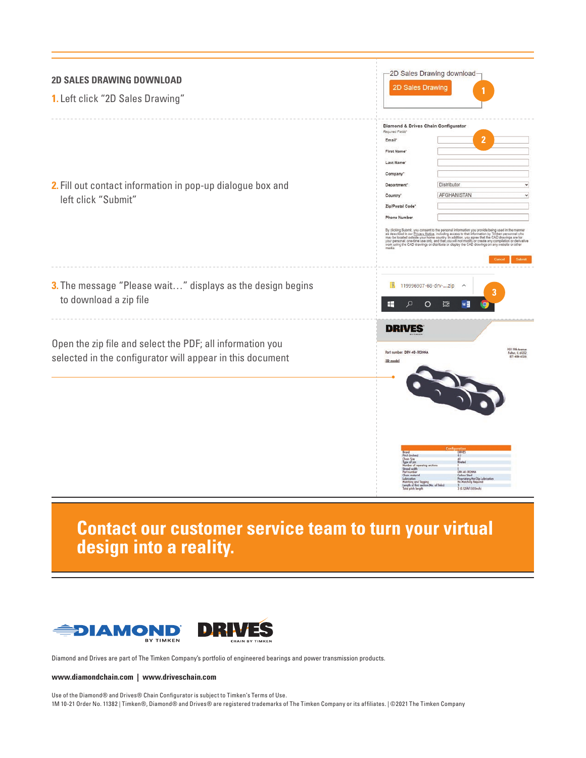## 2D SALES DRAWING DOWNLOAD

**1.** Left click "2D Sales Drawing"

**2.** Fill out contact information in pop-up dialogue box and left click "Submit"

**3.** The message "Please wait…" displays as the design begins to download a zip file

Open the zip file and select the PDF; all information you selected in the configurator will appear in this document

2D Sales Drawing download

2D Sales Drawing

1

Diamond & Drives Chain Configurator

Required Fields*

Email*

First Name*

Last Name*

Company*

Department* Distributor

Country* AFGHANISTAN

Zip/Postal Code*

Phone Number

2

Cancel Submit

119996907-68-drv-....zip

3

DRIVES

Part number DRV-40-1R3NNA

3D model

## Contact our customer service team to turn your virtual design into a reality.

Diamond and Drives are part of The Timken Company's portfolio of engineered bearings and power transmission products.

**www.diamondchain.com | www.driveschain.com**

Use of the Diamond® and Drives® Chain Configurator is subject to Timken's Terms of Use.

1M 10-21 Order No. 11382 | Timken®, Diamond® and Drives® are registered trademarks of The Timken Company or its affiliates. | ©2021 The Timken Company